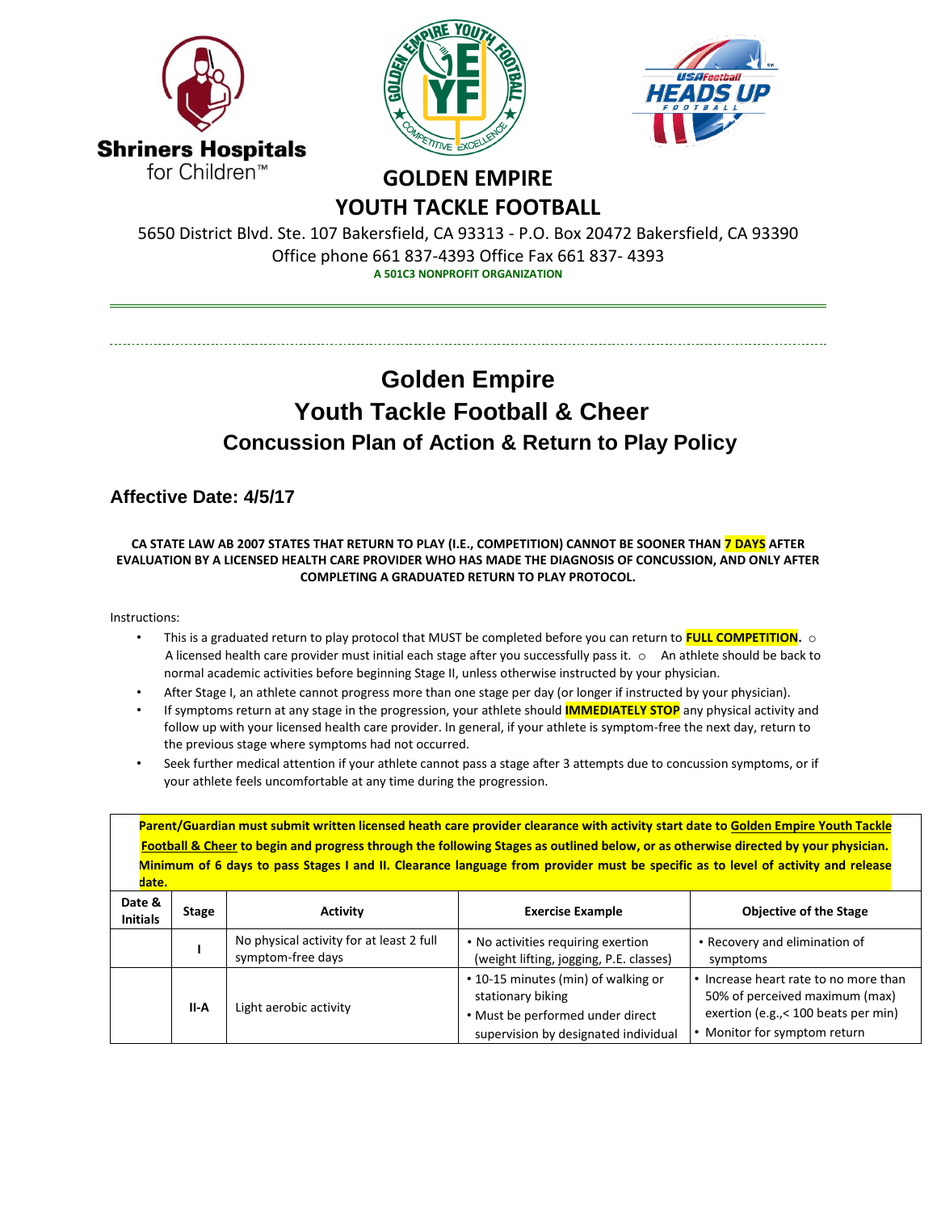**Shriners Hospitals for Children™**

# GOLDEN EMPIRE YOUTH TACKLE FOOTBALL

5650 District Blvd. Ste. 107 Bakersfield, CA 93313 - P.O. Box 20472 Bakersfield, CA 93390
Office phone 661 837-4393 Office Fax 661 837- 4393
**A 501C3 NONPROFIT ORGANIZATION**

---

# Golden Empire Youth Tackle Football & Cheer

## Concussion Plan of Action & Return to Play Policy

### Affective Date: 4/5/17

**CA STATE LAW AB 2007 STATES THAT RETURN TO PLAY (I.E., COMPETITION) CANNOT BE SOONER THAN 7 DAYS AFTER EVALUATION BY A LICENSED HEALTH CARE PROVIDER WHO HAS MADE THE DIAGNOSIS OF CONCUSSION, AND ONLY AFTER COMPLETING A GRADUATED RETURN TO PLAY PROTOCOL.**

Instructions:

- This is a graduated return to play protocol that MUST be completed before you can return to **FULL COMPETITION.**
  - A licensed health care provider must initial each stage after you successfully pass it.
  - An athlete should be back to normal academic activities before beginning Stage II, unless otherwise instructed by your physician.
- After Stage I, an athlete cannot progress more than one stage per day (or longer if instructed by your physician).
- If symptoms return at any stage in the progression, your athlete should **IMMEDIATELY STOP** any physical activity and follow up with your licensed health care provider. In general, if your athlete is symptom-free the next day, return to the previous stage where symptoms had not occurred.
- Seek further medical attention if your athlete cannot pass a stage after 3 attempts due to concussion symptoms, or if your athlete feels uncomfortable at any time during the progression.

**Parent/Guardian must submit written licensed heath care provider clearance with activity start date to Golden Empire Youth Tackle Football & Cheer to begin and progress through the following Stages as outlined below, or as otherwise directed by your physician. Minimum of 6 days to pass Stages I and II. Clearance language from provider must be specific as to level of activity and release date.**

| Date & Initials | Stage | Activity | Exercise Example | Objective of the Stage |
|---|---|---|---|---|
| | I | No physical activity for at least 2 full symptom-free days | • No activities requiring exertion (weight lifting, jogging, P.E. classes) | • Recovery and elimination of symptoms |
| | II-A | Light aerobic activity | • 10-15 minutes (min) of walking or stationary biking<br>• Must be performed under direct supervision by designated individual | • Increase heart rate to no more than 50% of perceived maximum (max) exertion (e.g.,< 100 beats per min)<br>• Monitor for symptom return |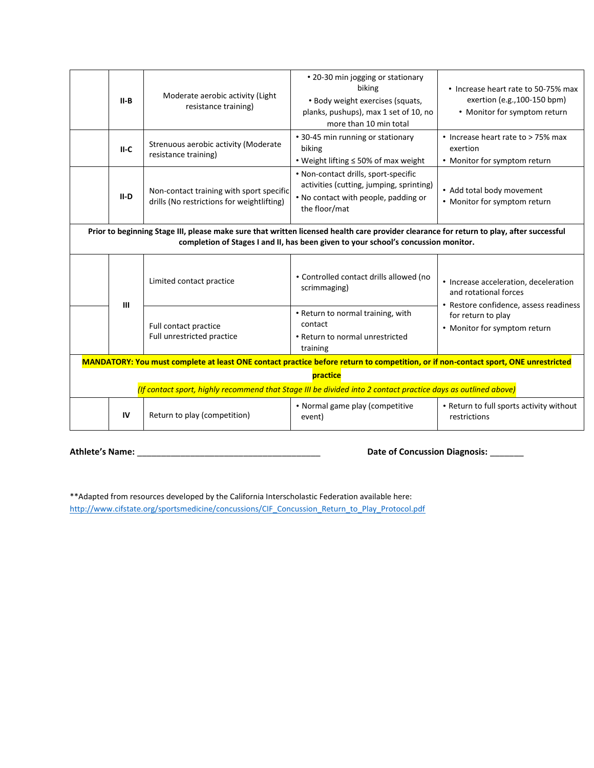| | | | | |
|---|---|---|---|---|
| | II-B | Moderate aerobic activity (Light resistance training) | • 20-30 min jogging or stationary biking<br>• Body weight exercises (squats, planks, pushups), max 1 set of 10, no more than 10 min total | • Increase heart rate to 50-75% max exertion (e.g.,100-150 bpm)<br>• Monitor for symptom return |
| | II-C | Strenuous aerobic activity (Moderate resistance training) | • 30-45 min running or stationary biking<br>• Weight lifting ≤ 50% of max weight | • Increase heart rate to > 75% max exertion<br>• Monitor for symptom return |
| | II-D | Non-contact training with sport specific drills (No restrictions for weightlifting) | • Non-contact drills, sport-specific activities (cutting, jumping, sprinting)<br>• No contact with people, padding or the floor/mat | • Add total body movement<br>• Monitor for symptom return |
| **Prior to beginning Stage III, please make sure that written licensed health care provider clearance for return to play, after successful completion of Stages I and II, has been given to your school's concussion monitor.** | | | | |
| | III | Limited contact practice | • Controlled contact drills allowed (no scrimmaging) | • Increase acceleration, deceleration and rotational forces<br>• Restore confidence, assess readiness for return to play<br>• Monitor for symptom return |
| | | Full contact practice<br>Full unrestricted practice | • Return to normal training, with contact<br>• Return to normal unrestricted training | |
| **MANDATORY: You must complete at least ONE contact practice before return to competition, or if non-contact sport, ONE unrestricted practice**<br>*(If contact sport, highly recommend that Stage III be divided into 2 contact practice days as outlined above)* | | | | |
| | IV | Return to play (competition) | • Normal game play (competitive event) | • Return to full sports activity without restrictions |

**Athlete's Name:** ______________________________________ **Date of Concussion Diagnosis:** _______

**Adapted from resources developed by the California Interscholastic Federation available here: http://www.cifstate.org/sportsmedicine/concussions/CIF_Concussion_Return_to_Play_Protocol.pdf